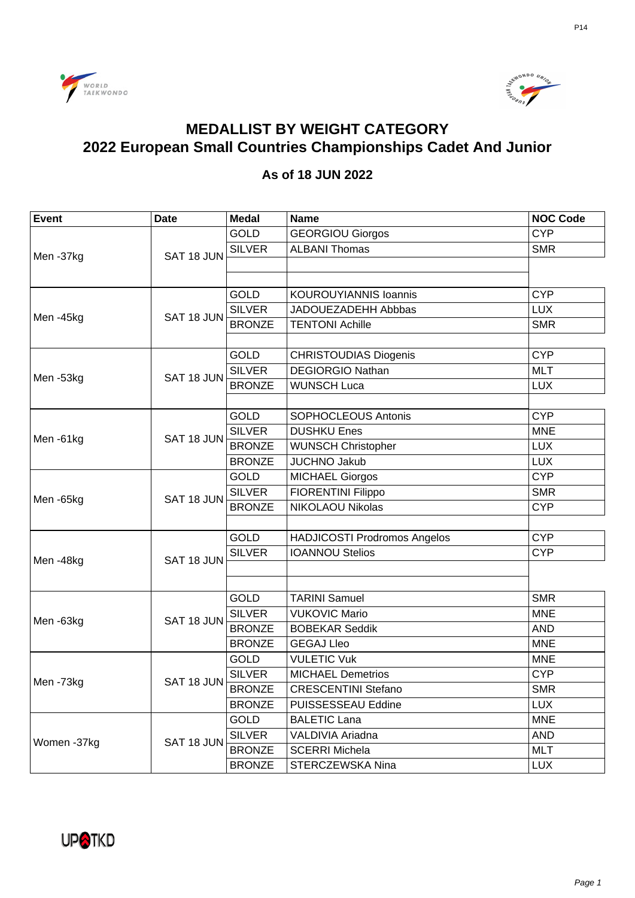# MEDALLIST BY WEIGHT CATEGORY
# 2022 European Small Countries Championships Cadet And Junior

### As of 18 JUN 2022

| Event | Date | Medal | Name | NOC Code |
|---|---|---|---|---|
| Men -37kg | SAT 18 JUN | GOLD | GEORGIOU Giorgos | CYP |
| | | SILVER | ALBANI Thomas | SMR |
| | | | | |
| | | | | |
| Men -45kg | SAT 18 JUN | GOLD | KOUROUYIANNIS Ioannis | CYP |
| | | SILVER | JADOUEZADEHH Abbbas | LUX |
| | | BRONZE | TENTONI Achille | SMR |
| | | | | |
| Men -53kg | SAT 18 JUN | GOLD | CHRISTOUDIAS Diogenis | CYP |
| | | SILVER | DEGIORGIO Nathan | MLT |
| | | BRONZE | WUNSCH Luca | LUX |
| | | | | |
| Men -61kg | SAT 18 JUN | GOLD | SOPHOCLEOUS Antonis | CYP |
| | | SILVER | DUSHKU Enes | MNE |
| | | BRONZE | WUNSCH Christopher | LUX |
| | | BRONZE | JUCHNO Jakub | LUX |
| Men -65kg | SAT 18 JUN | GOLD | MICHAEL Giorgos | CYP |
| | | SILVER | FIORENTINI Filippo | SMR |
| | | BRONZE | NIKOLAOU Nikolas | CYP |
| | | | | |
| Men -48kg | SAT 18 JUN | GOLD | HADJICOSTI Prodromos Angelos | CYP |
| | | SILVER | IOANNOU Stelios | CYP |
| | | | | |
| | | | | |
| Men -63kg | SAT 18 JUN | GOLD | TARINI Samuel | SMR |
| | | SILVER | VUKOVIC Mario | MNE |
| | | BRONZE | BOBEKAR Seddik | AND |
| | | BRONZE | GEGAJ Lleo | MNE |
| Men -73kg | SAT 18 JUN | GOLD | VULETIC Vuk | MNE |
| | | SILVER | MICHAEL Demetrios | CYP |
| | | BRONZE | CRESCENTINI Stefano | SMR |
| | | BRONZE | PUISSESSEAU Eddine | LUX |
| Women -37kg | SAT 18 JUN | GOLD | BALETIC Lana | MNE |
| | | SILVER | VALDIVIA Ariadna | AND |
| | | BRONZE | SCERRI Michela | MLT |
| | | BRONZE | STERCZEWSKA Nina | LUX |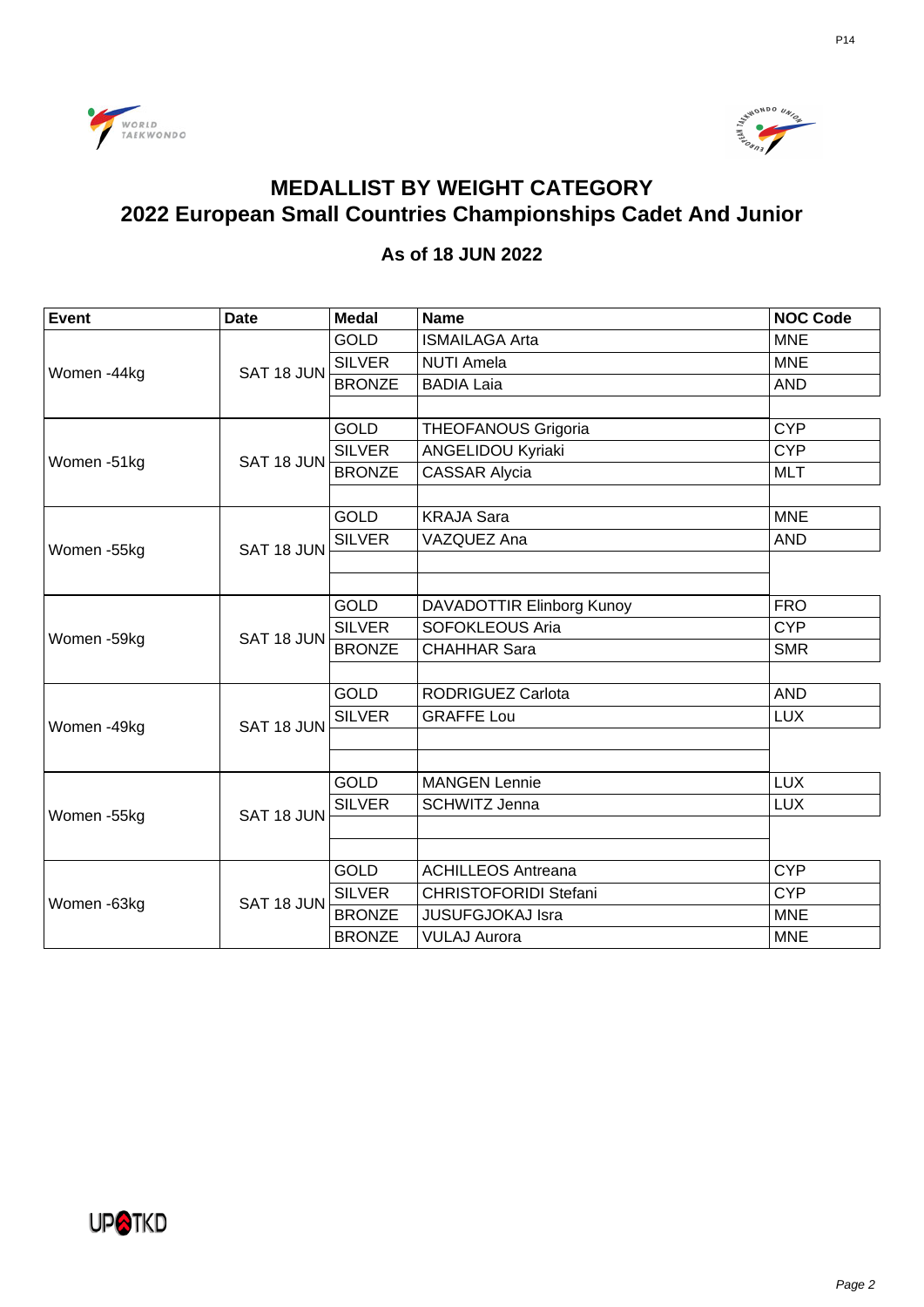# MEDALLIST BY WEIGHT CATEGORY
# 2022 European Small Countries Championships Cadet And Junior

### As of 18 JUN 2022

| Event | Date | Medal | Name | NOC Code |
|---|---|---|---|---|
| Women -44kg | SAT 18 JUN | GOLD | ISMAILAGA Arta | MNE |
| | | SILVER | NUTI Amela | MNE |
| | | BRONZE | BADIA Laia | AND |
| | | | | |
| Women -51kg | SAT 18 JUN | GOLD | THEOFANOUS Grigoria | CYP |
| | | SILVER | ANGELIDOU Kyriaki | CYP |
| | | BRONZE | CASSAR Alycia | MLT |
| | | | | |
| Women -55kg | SAT 18 JUN | GOLD | KRAJA Sara | MNE |
| | | SILVER | VAZQUEZ Ana | AND |
| | | | | |
| | | | | |
| Women -59kg | SAT 18 JUN | GOLD | DAVADOTTIR Elinborg Kunoy | FRO |
| | | SILVER | SOFOKLEOUS Aria | CYP |
| | | BRONZE | CHAHHAR Sara | SMR |
| | | | | |
| Women -49kg | SAT 18 JUN | GOLD | RODRIGUEZ Carlota | AND |
| | | SILVER | GRAFFE Lou | LUX |
| | | | | |
| | | | | |
| Women -55kg | SAT 18 JUN | GOLD | MANGEN Lennie | LUX |
| | | SILVER | SCHWITZ Jenna | LUX |
| | | | | |
| | | | | |
| Women -63kg | SAT 18 JUN | GOLD | ACHILLEOS Antreana | CYP |
| | | SILVER | CHRISTOFORIDI Stefani | CYP |
| | | BRONZE | JUSUFGJOKAJ Isra | MNE |
| | | BRONZE | VULAJ Aurora | MNE |